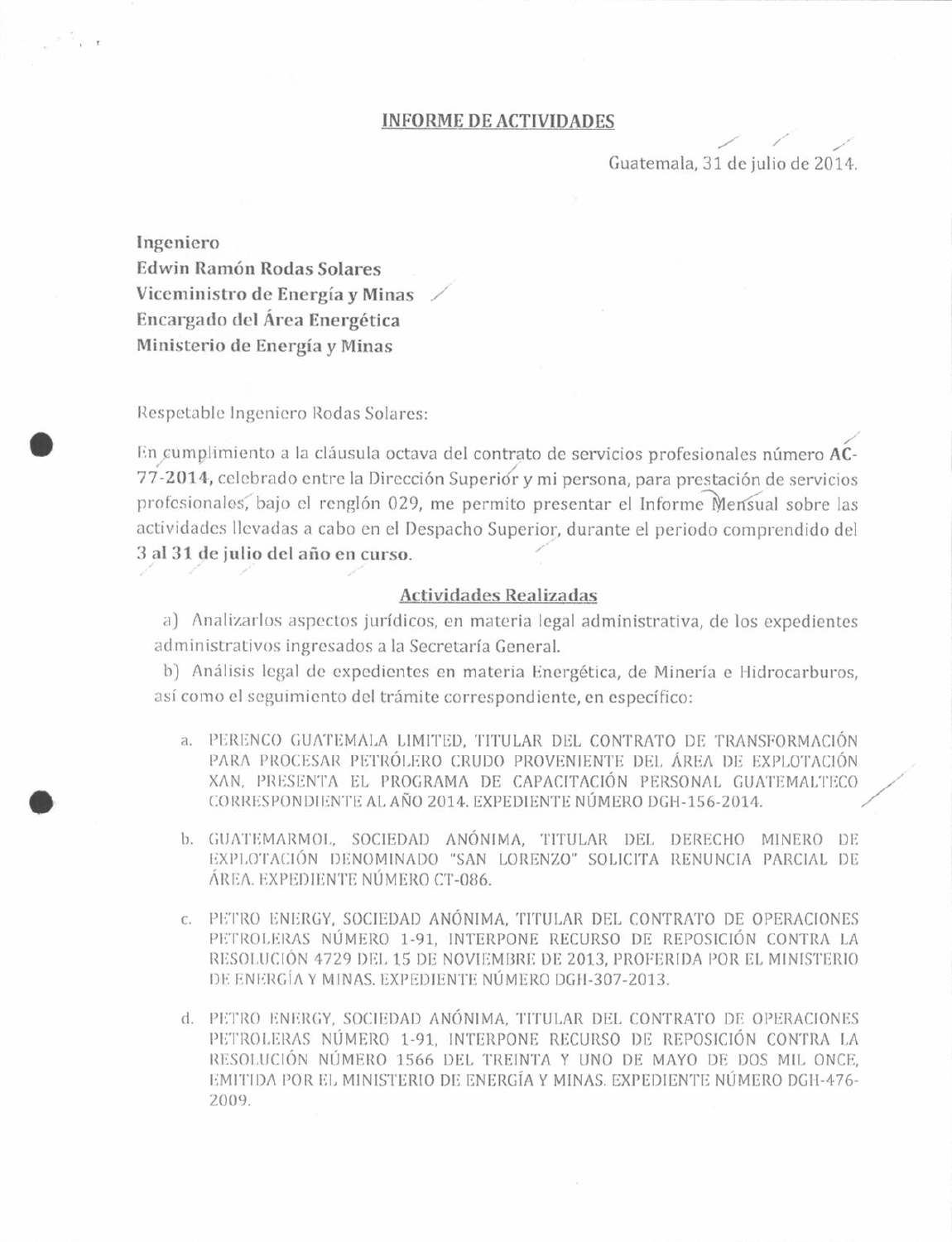## INFORME DE ACTIVIDADES

Guatemala, 31 de julio de 2014.

**Ingeniero**
**Edwin Ramón Rodas Solares**
**Viceministro de Energía y Minas**
**Encargado del Área Energética**
**Ministerio de Energía y Minas**

Respetable Ingeniero Rodas Solares:

En cumplimiento a la cláusula octava del contrato de servicios profesionales número **AC-77-2014**, celebrado entre la Dirección Superior y mi persona, para prestación de servicios profesionales, bajo el renglón 029, me permito presentar el Informe Mensual sobre las actividades llevadas a cabo en el Despacho Superior, durante el periodo comprendido del **3 al 31 de julio del año en curso.**

### Actividades Realizadas

a) Analizarlos aspectos jurídicos, en materia legal administrativa, de los expedientes administrativos ingresados a la Secretaría General.

b) Análisis legal de expedientes en materia Energética, de Minería e Hidrocarburos, así como el seguimiento del trámite correspondiente, en específico:

a. PERENCO GUATEMALA LIMITED, TITULAR DEL CONTRATO DE TRANSFORMACIÓN PARA PROCESAR PETRÓLERO CRUDO PROVENIENTE DEL ÁREA DE EXPLOTACIÓN XAN, PRESENTA EL PROGRAMA DE CAPACITACIÓN PERSONAL GUATEMALTECO CORRESPONDIENTE AL AÑO 2014. EXPEDIENTE NÚMERO DGH-156-2014.

b. GUATEMARMOL, SOCIEDAD ANÓNIMA, TITULAR DEL DERECHO MINERO DE EXPLOTACIÓN DENOMINADO "SAN LORENZO" SOLICITA RENUNCIA PARCIAL DE ÁREA. EXPEDIENTE NÚMERO CT-086.

c. PETRO ENERGY, SOCIEDAD ANÓNIMA, TITULAR DEL CONTRATO DE OPERACIONES PETROLERAS NÚMERO 1-91, INTERPONE RECURSO DE REPOSICIÓN CONTRA LA RESOLUCIÓN 4729 DEL 15 DE NOVIEMBRE DE 2013, PROFERIDA POR EL MINISTERIO DE ENERGÍA Y MINAS. EXPEDIENTE NÚMERO DGH-307-2013.

d. PETRO ENERGY, SOCIEDAD ANÓNIMA, TITULAR DEL CONTRATO DE OPERACIONES PETROLERAS NÚMERO 1-91, INTERPONE RECURSO DE REPOSICIÓN CONTRA LA RESOLUCIÓN NÚMERO 1566 DEL TREINTA Y UNO DE MAYO DE DOS MIL ONCE, EMITIDA POR EL MINISTERIO DE ENERGÍA Y MINAS. EXPEDIENTE NÚMERO DGH-476-2009.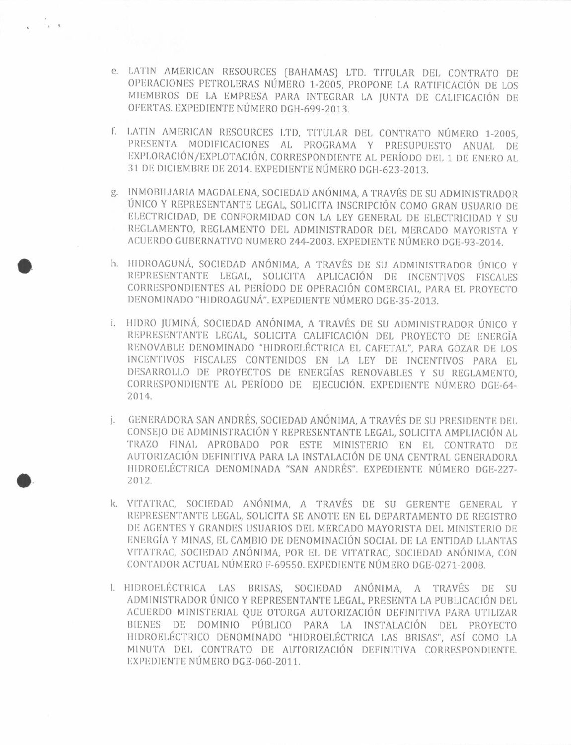e. LATIN AMERICAN RESOURCES (BAHAMAS) LTD. TITULAR DEL CONTRATO DE OPERACIONES PETROLERAS NÚMERO 1-2005, PROPONE LA RATIFICACIÓN DE LOS MIEMBROS DE LA EMPRESA PARA INTEGRAR LA JUNTA DE CALIFICACIÓN DE OFERTAS. EXPEDIENTE NÚMERO DGH-699-2013.

f. LATIN AMERICAN RESOURCES LTD, TITULAR DEL CONTRATO NÚMERO 1-2005, PRESENTA MODIFICACIONES AL PROGRAMA Y PRESUPUESTO ANUAL DE EXPLORACIÓN/EXPLOTACIÓN, CORRESPONDIENTE AL PERÍODO DEL 1 DE ENERO AL 31 DE DICIEMBRE DE 2014. EXPEDIENTE NÚMERO DGH-623-2013.

g. INMOBILIARIA MAGDALENA, SOCIEDAD ANÓNIMA, A TRAVÉS DE SU ADMINISTRADOR ÚNICO Y REPRESENTANTE LEGAL, SOLICITA INSCRIPCIÓN COMO GRAN USUARIO DE ELECTRICIDAD, DE CONFORMIDAD CON LA LEY GENERAL DE ELECTRICIDAD Y SU REGLAMENTO, REGLAMENTO DEL ADMINISTRADOR DEL MERCADO MAYORISTA Y ACUERDO GUBERNATIVO NUMERO 244-2003. EXPEDIENTE NÚMERO DGE-93-2014.

h. HIDROAGUNÁ, SOCIEDAD ANÓNIMA, A TRAVÉS DE SU ADMINISTRADOR ÚNICO Y REPRESENTANTE LEGAL, SOLICITA APLICACIÓN DE INCENTIVOS FISCALES CORRESPONDIENTES AL PERÍODO DE OPERACIÓN COMERCIAL, PARA EL PROYECTO DENOMINADO "HIDROAGUNÁ". EXPEDIENTE NÚMERO DGE-35-2013.

i. HIDRO JUMINÁ, SOCIEDAD ANÓNIMA, A TRAVÉS DE SU ADMINISTRADOR ÚNICO Y REPRESENTANTE LEGAL, SOLICITA CALIFICACIÓN DEL PROYECTO DE ENERGÍA RENOVABLE DENOMINADO "HIDROELÉCTRICA EL CAFETAL", PARA GOZAR DE LOS INCENTIVOS FISCALES CONTENIDOS EN LA LEY DE INCENTIVOS PARA EL DESARROLLO DE PROYECTOS DE ENERGÍAS RENOVABLES Y SU REGLAMENTO, CORRESPONDIENTE AL PERÍODO DE EJECUCIÓN. EXPEDIENTE NÚMERO DGE-64-2014.

j. GENERADORA SAN ANDRÉS, SOCIEDAD ANÓNIMA, A TRAVÉS DE SU PRESIDENTE DEL CONSEJO DE ADMINISTRACIÓN Y REPRESENTANTE LEGAL, SOLICITA AMPLIACIÓN AL TRAZO FINAL APROBADO POR ESTE MINISTERIO EN EL CONTRATO DE AUTORIZACIÓN DEFINITIVA PARA LA INSTALACIÓN DE UNA CENTRAL GENERADORA HIDROELÉCTRICA DENOMINADA "SAN ANDRÉS". EXPEDIENTE NÚMERO DGE-227-2012.

k. VITATRAC, SOCIEDAD ANÓNIMA, A TRAVÉS DE SU GERENTE GENERAL Y REPRESENTANTE LEGAL, SOLICITA SE ANOTE EN EL DEPARTAMENTO DE REGISTRO DE AGENTES Y GRANDES USUARIOS DEL MERCADO MAYORISTA DEL MINISTERIO DE ENERGÍA Y MINAS, EL CAMBIO DE DENOMINACIÓN SOCIAL DE LA ENTIDAD LLANTAS VITATRAC, SOCIEDAD ANÓNIMA, POR EL DE VITATRAC, SOCIEDAD ANÓNIMA, CON CONTADOR ACTUAL NÚMERO F-69550. EXPEDIENTE NÚMERO DGE-0271-2008.

l. HIDROELÉCTRICA LAS BRISAS, SOCIEDAD ANÓNIMA, A TRAVÉS DE SU ADMINISTRADOR ÚNICO Y REPRESENTANTE LEGAL, PRESENTA LA PUBLICACIÓN DEL ACUERDO MINISTERIAL QUE OTORGA AUTORIZACIÓN DEFINITIVA PARA UTILIZAR BIENES DE DOMINIO PÚBLICO PARA LA INSTALACIÓN DEL PROYECTO HIDROELÉCTRICO DENOMINADO "HIDROELÉCTRICA LAS BRISAS", ASÍ COMO LA MINUTA DEL CONTRATO DE AUTORIZACIÓN DEFINITIVA CORRESPONDIENTE. EXPEDIENTE NÚMERO DGE-060-2011.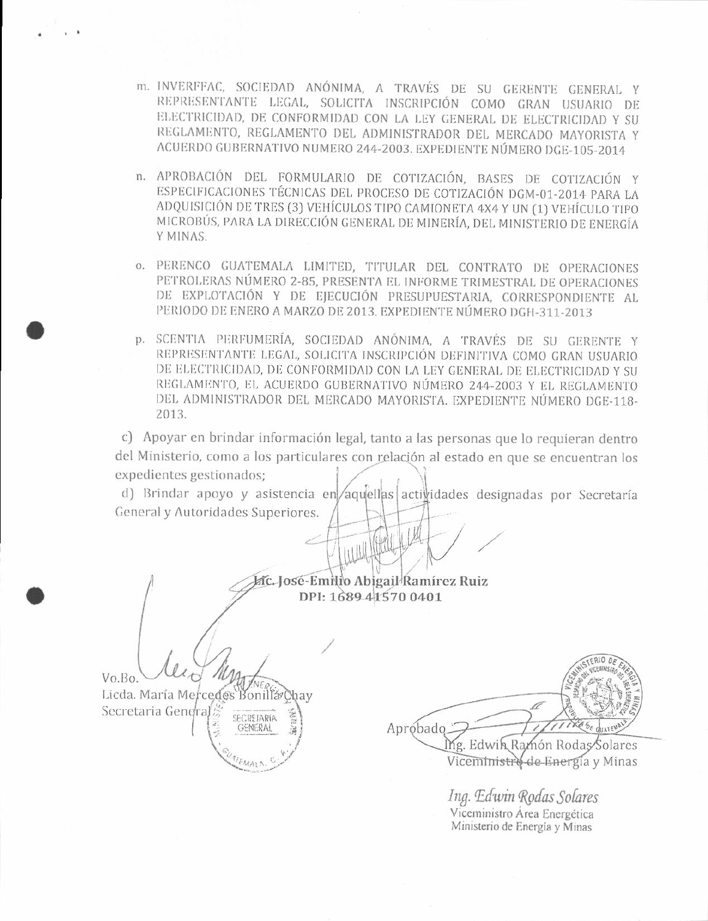m. INVERFFAC, SOCIEDAD ANÓNIMA, A TRAVÉS DE SU GERENTE GENERAL Y REPRESENTANTE LEGAL, SOLICITA INSCRIPCIÓN COMO GRAN USUARIO DE ELECTRICIDAD, DE CONFORMIDAD CON LA LEY GENERAL DE ELECTRICIDAD Y SU REGLAMENTO, REGLAMENTO DEL ADMINISTRADOR DEL MERCADO MAYORISTA Y ACUERDO GUBERNATIVO NUMERO 244-2003. EXPEDIENTE NÚMERO DGE-105-2014

n. APROBACIÓN DEL FORMULARIO DE COTIZACIÓN, BASES DE COTIZACIÓN Y ESPECIFICACIONES TÉCNICAS DEL PROCESO DE COTIZACIÓN DGM-01-2014 PARA LA ADQUISICIÓN DE TRES (3) VEHÍCULOS TIPO CAMIONETA 4X4 Y UN (1) VEHÍCULO TIPO MICROBÚS, PARA LA DIRECCIÓN GENERAL DE MINERÍA, DEL MINISTERIO DE ENERGÍA Y MINAS.

o. PERENCO GUATEMALA LIMITED, TITULAR DEL CONTRATO DE OPERACIONES PETROLERAS NÚMERO 2-85, PRESENTA EL INFORME TRIMESTRAL DE OPERACIONES DE EXPLOTACIÓN Y DE EJECUCIÓN PRESUPUESTARIA, CORRESPONDIENTE AL PERIODO DE ENERO A MARZO DE 2013. EXPEDIENTE NÚMERO DGH-311-2013

p. SCENTIA PERFUMERÍA, SOCIEDAD ANÓNIMA, A TRAVÉS DE SU GERENTE Y REPRESENTANTE LEGAL, SOLICITA INSCRIPCIÓN DEFINITIVA COMO GRAN USUARIO DE ELECTRICIDAD, DE CONFORMIDAD CON LA LEY GENERAL DE ELECTRICIDAD Y SU REGLAMENTO, EL ACUERDO GUBERNATIVO NÚMERO 244-2003 Y EL REGLAMENTO DEL ADMINISTRADOR DEL MERCADO MAYORISTA. EXPEDIENTE NÚMERO DGE-118-2013.

c) Apoyar en brindar información legal, tanto a las personas que lo requieran dentro del Ministerio, como a los particulares con relación al estado en que se encuentran los expedientes gestionados;

d) Brindar apoyo y asistencia en aquellas actividades designadas por Secretaría General y Autoridades Superiores.

**Lic. José Emilio Abigail Ramírez Ruiz**
**DPI: 1689 41570 0401**

Vo.Bo.
Licda. María Mercedes Bonilla Chay
Secretaria General

Aprobado
Ing. Edwin Ramón Rodas Solares
Viceministro de Energía y Minas

*Ing. Edwin Rodas Solares*
Viceministro Área Energética
Ministerio de Energía y Minas